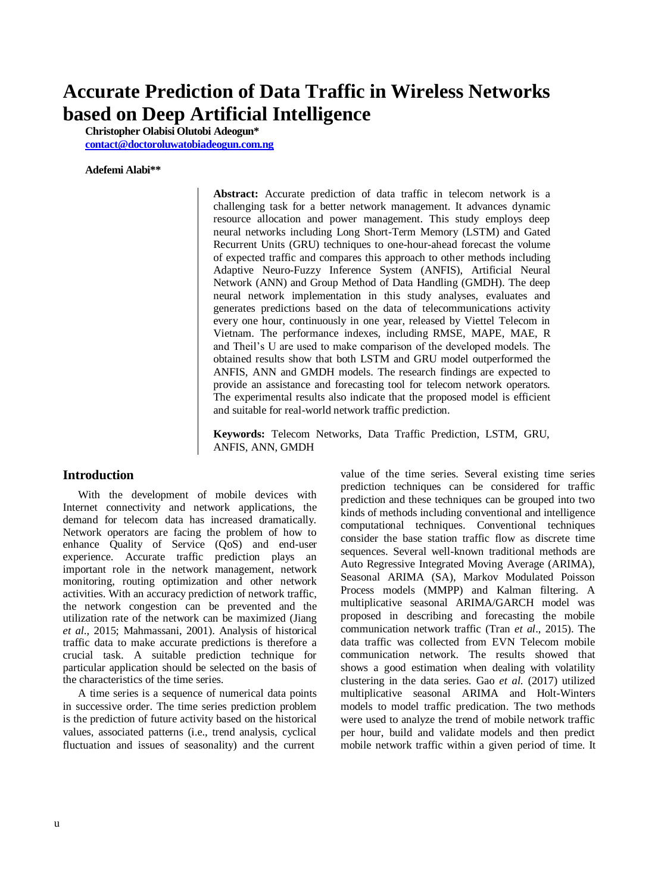# Accurate Prediction of Data Traffic in Wireless Networks based on Deep Artificial Intelligence

**Christopher Olabisi Olutobi Adeogun***
contact@doctoroluwatobiadeogun.com.ng

**Adefemi Alabi****

**Abstract:** Accurate prediction of data traffic in telecom network is a challenging task for a better network management. It advances dynamic resource allocation and power management. This study employs deep neural networks including Long Short-Term Memory (LSTM) and Gated Recurrent Units (GRU) techniques to one-hour-ahead forecast the volume of expected traffic and compares this approach to other methods including Adaptive Neuro-Fuzzy Inference System (ANFIS), Artificial Neural Network (ANN) and Group Method of Data Handling (GMDH). The deep neural network implementation in this study analyses, evaluates and generates predictions based on the data of telecommunications activity every one hour, continuously in one year, released by Viettel Telecom in Vietnam. The performance indexes, including RMSE, MAPE, MAE, R and Theil's U are used to make comparison of the developed models. The obtained results show that both LSTM and GRU model outperformed the ANFIS, ANN and GMDH models. The research findings are expected to provide an assistance and forecasting tool for telecom network operators. The experimental results also indicate that the proposed model is efficient and suitable for real-world network traffic prediction.

**Keywords:** Telecom Networks, Data Traffic Prediction, LSTM, GRU, ANFIS, ANN, GMDH

## Introduction

With the development of mobile devices with Internet connectivity and network applications, the demand for telecom data has increased dramatically. Network operators are facing the problem of how to enhance Quality of Service (QoS) and end-user experience. Accurate traffic prediction plays an important role in the network management, network monitoring, routing optimization and other network activities. With an accuracy prediction of network traffic, the network congestion can be prevented and the utilization rate of the network can be maximized (Jiang *et al*., 2015; Mahmassani, 2001). Analysis of historical traffic data to make accurate predictions is therefore a crucial task. A suitable prediction technique for particular application should be selected on the basis of the characteristics of the time series.

A time series is a sequence of numerical data points in successive order. The time series prediction problem is the prediction of future activity based on the historical values, associated patterns (i.e., trend analysis, cyclical fluctuation and issues of seasonality) and the current value of the time series. Several existing time series prediction techniques can be considered for traffic prediction and these techniques can be grouped into two kinds of methods including conventional and intelligence computational techniques. Conventional techniques consider the base station traffic flow as discrete time sequences. Several well-known traditional methods are Auto Regressive Integrated Moving Average (ARIMA), Seasonal ARIMA (SA), Markov Modulated Poisson Process models (MMPP) and Kalman filtering. A multiplicative seasonal ARIMA/GARCH model was proposed in describing and forecasting the mobile communication network traffic (Tran *et al*., 2015). The data traffic was collected from EVN Telecom mobile communication network. The results showed that shows a good estimation when dealing with volatility clustering in the data series. Gao *et al.* (2017) utilized multiplicative seasonal ARIMA and Holt-Winters models to model traffic predication. The two methods were used to analyze the trend of mobile network traffic per hour, build and validate models and then predict mobile network traffic within a given period of time. It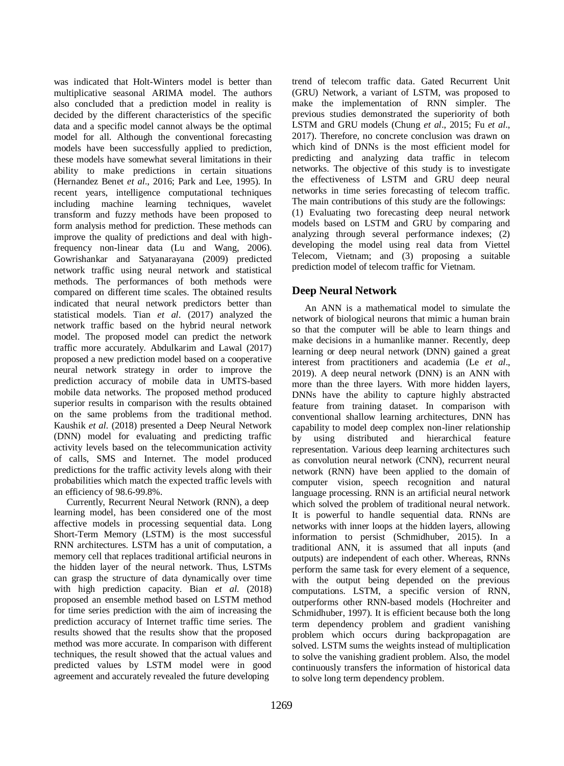was indicated that Holt-Winters model is better than multiplicative seasonal ARIMA model. The authors also concluded that a prediction model in reality is decided by the different characteristics of the specific data and a specific model cannot always be the optimal model for all. Although the conventional forecasting models have been successfully applied to prediction, these models have somewhat several limitations in their ability to make predictions in certain situations (Hernandez Benet *et al*., 2016; Park and Lee, 1995). In recent years, intelligence computational techniques including machine learning techniques, wavelet transform and fuzzy methods have been proposed to form analysis method for prediction. These methods can improve the quality of predictions and deal with high-frequency non-linear data (Lu and Wang, 2006). Gowrishankar and Satyanarayana (2009) predicted network traffic using neural network and statistical methods. The performances of both methods were compared on different time scales. The obtained results indicated that neural network predictors better than statistical models. Tian *et al*. (2017) analyzed the network traffic based on the hybrid neural network model. The proposed model can predict the network traffic more accurately. Abdulkarim and Lawal (2017) proposed a new prediction model based on a cooperative neural network strategy in order to improve the prediction accuracy of mobile data in UMTS-based mobile data networks. The proposed method produced superior results in comparison with the results obtained on the same problems from the traditional method. Kaushik *et al*. (2018) presented a Deep Neural Network (DNN) model for evaluating and predicting traffic activity levels based on the telecommunication activity of calls, SMS and Internet. The model produced predictions for the traffic activity levels along with their probabilities which match the expected traffic levels with an efficiency of 98.6-99.8%.

Currently, Recurrent Neural Network (RNN), a deep learning model, has been considered one of the most affective models in processing sequential data. Long Short-Term Memory (LSTM) is the most successful RNN architectures. LSTM has a unit of computation, a memory cell that replaces traditional artificial neurons in the hidden layer of the neural network. Thus, LSTMs can grasp the structure of data dynamically over time with high prediction capacity. Bian *et al*. (2018) proposed an ensemble method based on LSTM method for time series prediction with the aim of increasing the prediction accuracy of Internet traffic time series. The results showed that the results show that the proposed method was more accurate. In comparison with different techniques, the result showed that the actual values and predicted values by LSTM model were in good agreement and accurately revealed the future developing trend of telecom traffic data. Gated Recurrent Unit (GRU) Network, a variant of LSTM, was proposed to make the implementation of RNN simpler. The previous studies demonstrated the superiority of both LSTM and GRU models (Chung *et al*., 2015; Fu *et al*., 2017). Therefore, no concrete conclusion was drawn on which kind of DNNs is the most efficient model for predicting and analyzing data traffic in telecom networks. The objective of this study is to investigate the effectiveness of LSTM and GRU deep neural networks in time series forecasting of telecom traffic. The main contributions of this study are the followings: (1) Evaluating two forecasting deep neural network models based on LSTM and GRU by comparing and analyzing through several performance indexes; (2) developing the model using real data from Viettel Telecom, Vietnam; and (3) proposing a suitable prediction model of telecom traffic for Vietnam.

## Deep Neural Network

An ANN is a mathematical model to simulate the network of biological neurons that mimic a human brain so that the computer will be able to learn things and make decisions in a humanlike manner. Recently, deep learning or deep neural network (DNN) gained a great interest from practitioners and academia (Le *et al*., 2019). A deep neural network (DNN) is an ANN with more than the three layers. With more hidden layers, DNNs have the ability to capture highly abstracted feature from training dataset. In comparison with conventional shallow learning architectures, DNN has capability to model deep complex non-liner relationship by using distributed and hierarchical feature representation. Various deep learning architectures such as convolution neural network (CNN), recurrent neural network (RNN) have been applied to the domain of computer vision, speech recognition and natural language processing. RNN is an artificial neural network which solved the problem of traditional neural network. It is powerful to handle sequential data. RNNs are networks with inner loops at the hidden layers, allowing information to persist (Schmidhuber, 2015). In a traditional ANN, it is assumed that all inputs (and outputs) are independent of each other. Whereas, RNNs perform the same task for every element of a sequence, with the output being depended on the previous computations. LSTM, a specific version of RNN, outperforms other RNN-based models (Hochreiter and Schmidhuber, 1997). It is efficient because both the long term dependency problem and gradient vanishing problem which occurs during backpropagation are solved. LSTM sums the weights instead of multiplication to solve the vanishing gradient problem. Also, the model continuously transfers the information of historical data to solve long term dependency problem.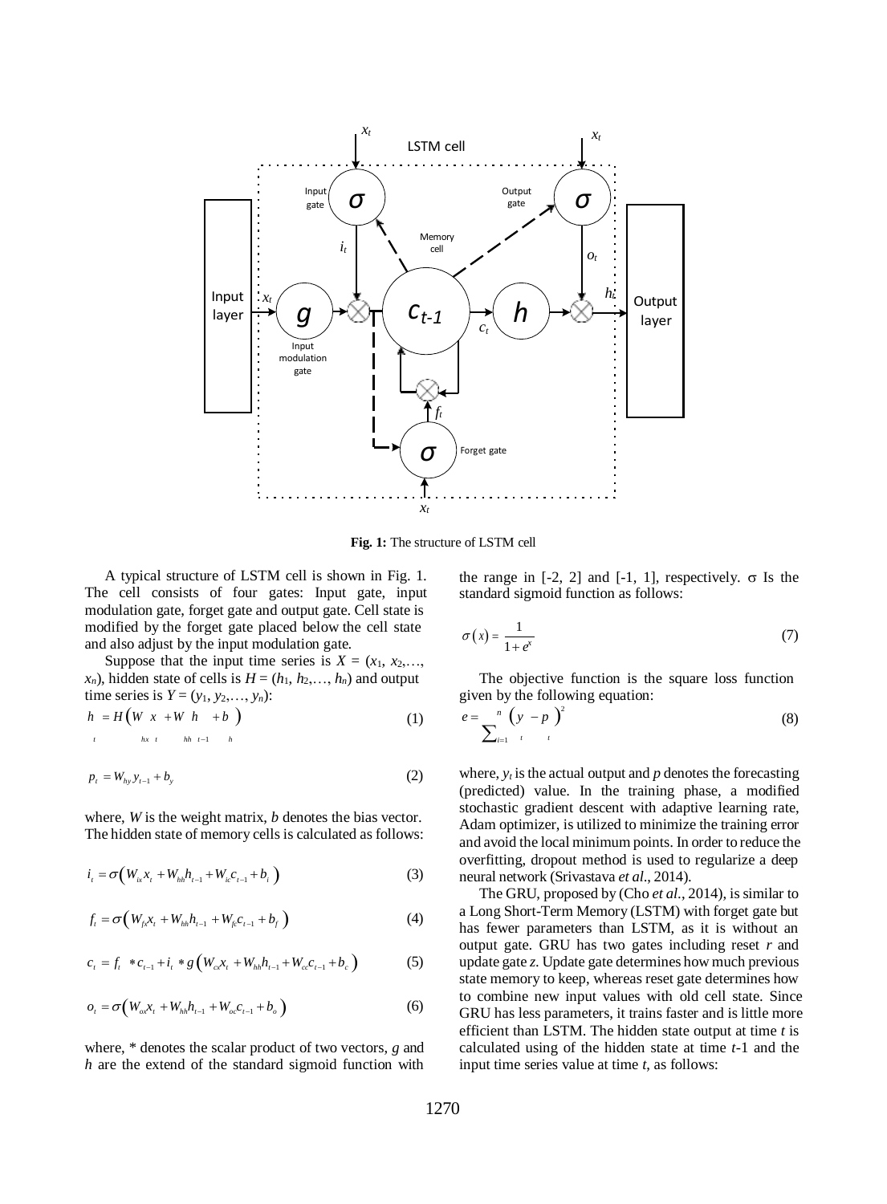**Fig. 1:** The structure of LSTM cell

A typical structure of LSTM cell is shown in Fig. 1. The cell consists of four gates: Input gate, input modulation gate, forget gate and output gate. Cell state is modified by the forget gate placed below the cell state and also adjust by the input modulation gate.

Suppose that the input time series is $X = (x_1, x_2,\ldots, x_n)$, hidden state of cells is $H = (h_1, h_2,\ldots, h_n)$ and output time series is $Y = (y_1, y_2,\ldots, y_n)$:

$$h_t = H\left(W_{hx}x_t + W_{hh}h_{t-1} + b_h\right) \tag{1}$$

$$p_t = W_{hy}y_{t-1} + b_y \tag{2}$$

where, $W$ is the weight matrix, $b$ denotes the bias vector. The hidden state of memory cells is calculated as follows:

$$i_t = \sigma\left(W_{ix}x_t + W_{hh}h_{t-1} + W_{ic}c_{t-1} + b_i\right) \tag{3}$$

$$f_t = \sigma\left(W_{fx}x_t + W_{hh}h_{t-1} + W_{fc}c_{t-1} + b_f\right) \tag{4}$$

$$c_t = f_t * c_{t-1} + i_t * g\left(W_{cx}x_t + W_{hh}h_{t-1} + W_{cc}c_{t-1} + b_c\right) \tag{5}$$

$$o_t = \sigma\left(W_{ox}x_t + W_{hh}h_{t-1} + W_{oc}c_{t-1} + b_o\right) \tag{6}$$

where, * denotes the scalar product of two vectors, $g$ and $h$ are the extend of the standard sigmoid function with the range in [-2, 2] and [-1, 1], respectively. $\sigma$ Is the standard sigmoid function as follows:

$$\sigma(x) = \frac{1}{1+e^x} \tag{7}$$

The objective function is the square loss function given by the following equation:

$$e = \sum_{i=1}^{n}\left(y_t - p_t\right)^2 \tag{8}$$

where, $y_t$ is the actual output and $p$ denotes the forecasting (predicted) value. In the training phase, a modified stochastic gradient descent with adaptive learning rate, Adam optimizer, is utilized to minimize the training error and avoid the local minimum points. In order to reduce the overfitting, dropout method is used to regularize a deep neural network (Srivastava *et al*., 2014).

The GRU, proposed by (Cho *et al*., 2014), is similar to a Long Short-Term Memory (LSTM) with forget gate but has fewer parameters than LSTM, as it is without an output gate. GRU has two gates including reset $r$ and update gate $z$. Update gate determines how much previous state memory to keep, whereas reset gate determines how to combine new input values with old cell state. Since GRU has less parameters, it trains faster and is little more efficient than LSTM. The hidden state output at time $t$ is calculated using of the hidden state at time $t$-1 and the input time series value at time $t$, as follows: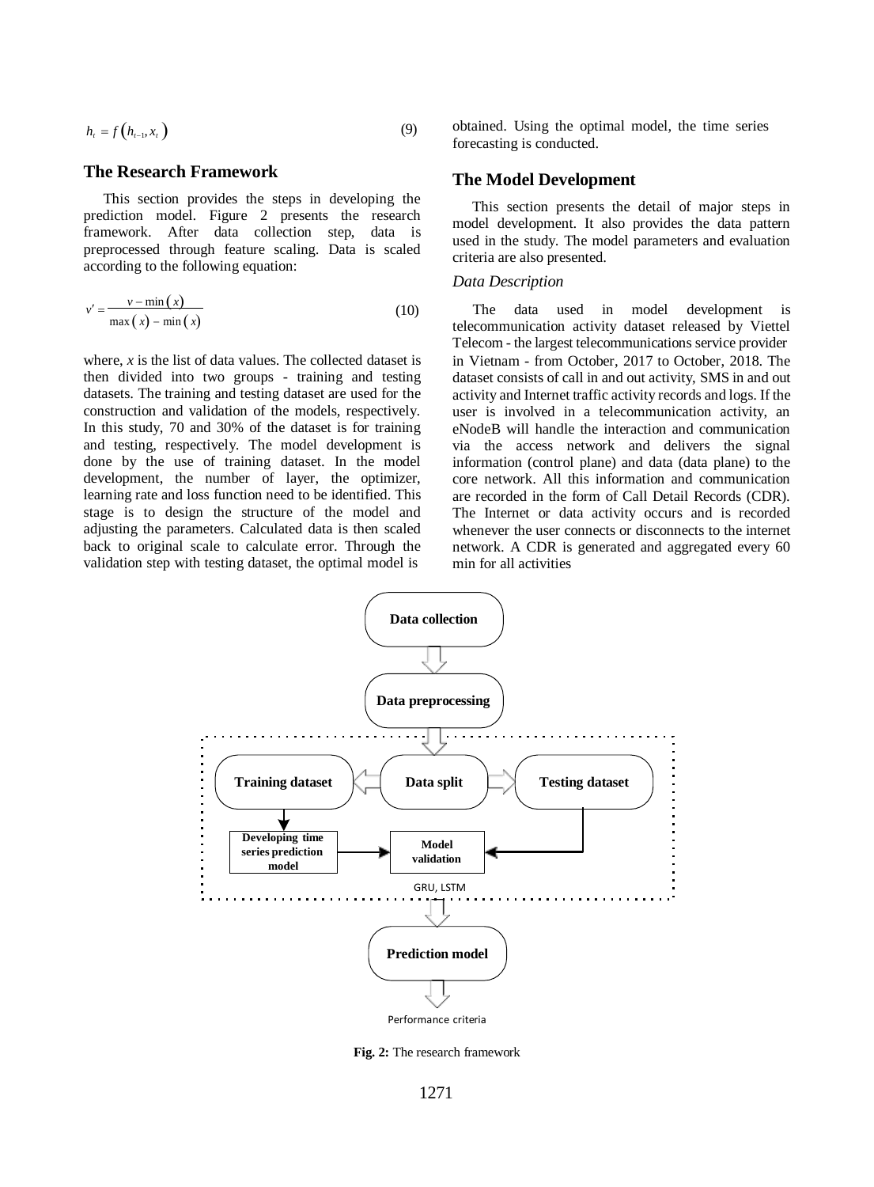$$h_t = f(h_{t-1}, x_t) \quad (9)$$

## The Research Framework

This section provides the steps in developing the prediction model. Figure 2 presents the research framework. After data collection step, data is preprocessed through feature scaling. Data is scaled according to the following equation:

$$v' = \frac{v - \min(x)}{\max(x) - \min(x)} \quad (10)$$

where, $x$ is the list of data values. The collected dataset is then divided into two groups - training and testing datasets. The training and testing dataset are used for the construction and validation of the models, respectively. In this study, 70 and 30% of the dataset is for training and testing, respectively. The model development is done by the use of training dataset. In the model development, the number of layer, the optimizer, learning rate and loss function need to be identified. This stage is to design the structure of the model and adjusting the parameters. Calculated data is then scaled back to original scale to calculate error. Through the validation step with testing dataset, the optimal model is obtained. Using the optimal model, the time series forecasting is conducted.

## The Model Development

This section presents the detail of major steps in model development. It also provides the data pattern used in the study. The model parameters and evaluation criteria are also presented.

### *Data Description*

The data used in model development is telecommunication activity dataset released by Viettel Telecom - the largest telecommunications service provider in Vietnam - from October, 2017 to October, 2018. The dataset consists of call in and out activity, SMS in and out activity and Internet traffic activity records and logs. If the user is involved in a telecommunication activity, an eNodeB will handle the interaction and communication via the access network and delivers the signal information (control plane) and data (data plane) to the core network. All this information and communication are recorded in the form of Call Detail Records (CDR). The Internet or data activity occurs and is recorded whenever the user connects or disconnects to the internet network. A CDR is generated and aggregated every 60 min for all activities

Data collection → Data preprocessing → Data split → Training dataset / Testing dataset → Developing time series prediction model → Model validation (GRU, LSTM) → Prediction model → Performance criteria

**Fig. 2:** The research framework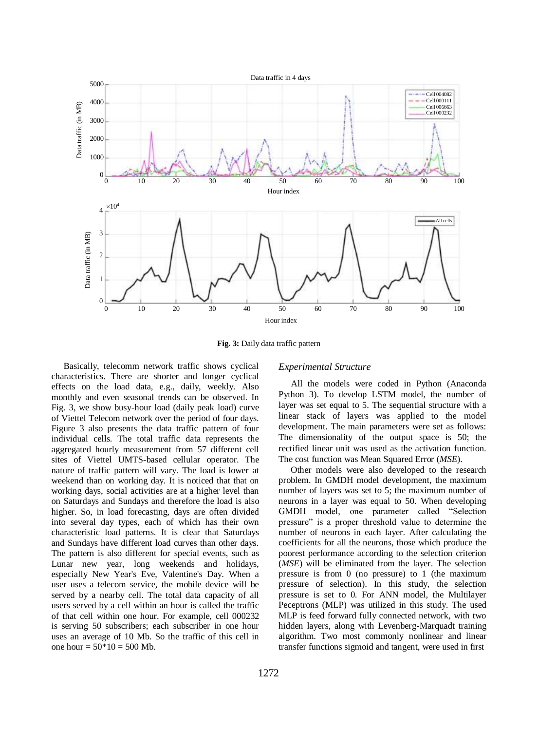Fig. 3: Daily data traffic pattern

Basically, telecomm network traffic shows cyclical characteristics. There are shorter and longer cyclical effects on the load data, e.g., daily, weekly. Also monthly and even seasonal trends can be observed. In Fig. 3, we show busy-hour load (daily peak load) curve of Viettel Telecom network over the period of four days. Figure 3 also presents the data traffic pattern of four individual cells. The total traffic data represents the aggregated hourly measurement from 57 different cell sites of Viettel UMTS-based cellular operator. The nature of traffic pattern will vary. The load is lower at weekend than on working day. It is noticed that that on working days, social activities are at a higher level than on Saturdays and Sundays and therefore the load is also higher. So, in load forecasting, days are often divided into several day types, each of which has their own characteristic load patterns. It is clear that Saturdays and Sundays have different load curves than other days. The pattern is also different for special events, such as Lunar new year, long weekends and holidays, especially New Year's Eve, Valentine's Day. When a user uses a telecom service, the mobile device will be served by a nearby cell. The total data capacity of all users served by a cell within an hour is called the traffic of that cell within one hour. For example, cell 000232 is serving 50 subscribers; each subscriber in one hour uses an average of 10 Mb. So the traffic of this cell in one hour = 50*10 = 500 Mb.

### *Experimental Structure*

All the models were coded in Python (Anaconda Python 3). To develop LSTM model, the number of layer was set equal to 5. The sequential structure with a linear stack of layers was applied to the model development. The main parameters were set as follows: The dimensionality of the output space is 50; the rectified linear unit was used as the activation function. The cost function was Mean Squared Error (*MSE*).

Other models were also developed to the research problem. In GMDH model development, the maximum number of layers was set to 5; the maximum number of neurons in a layer was equal to 50. When developing GMDH model, one parameter called "Selection pressure" is a proper threshold value to determine the number of neurons in each layer. After calculating the coefficients for all the neurons, those which produce the poorest performance according to the selection criterion (*MSE*) will be eliminated from the layer. The selection pressure is from 0 (no pressure) to 1 (the maximum pressure of selection). In this study, the selection pressure is set to 0. For ANN model, the Multilayer Peceptrons (MLP) was utilized in this study. The used MLP is feed forward fully connected network, with two hidden layers, along with Levenberg-Marquadt training algorithm. Two most commonly nonlinear and linear transfer functions sigmoid and tangent, were used in first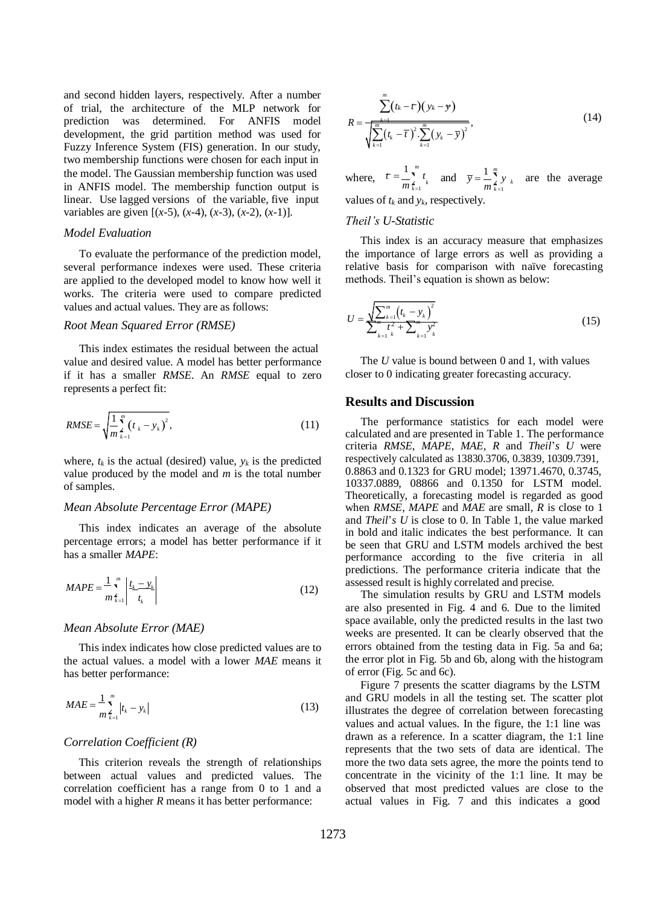and second hidden layers, respectively. After a number of trial, the architecture of the MLP network for prediction was determined. For ANFIS model development, the grid partition method was used for Fuzzy Inference System (FIS) generation. In our study, two membership functions were chosen for each input in the model. The Gaussian membership function was used in ANFIS model. The membership function output is linear. Use lagged versions of the variable, five input variables are given [(*x*-5), (*x*-4), (*x*-3), (*x*-2), (*x*-1)].

### *Model Evaluation*

To evaluate the performance of the prediction model, several performance indexes were used. These criteria are applied to the developed model to know how well it works. The criteria were used to compare predicted values and actual values. They are as follows:

### *Root Mean Squared Error (RMSE)*

This index estimates the residual between the actual value and desired value. A model has better performance if it has a smaller *RMSE*. An *RMSE* equal to zero represents a perfect fit:

$$RMSE = \sqrt{\frac{1}{m}\sum_{k=1}^{m}\left(t_k - y_k\right)^2}, \tag{11}$$

where, $t_k$ is the actual (desired) value, $y_k$ is the predicted value produced by the model and $m$ is the total number of samples.

### *Mean Absolute Percentage Error (MAPE)*

This index indicates an average of the absolute percentage errors; a model has better performance if it has a smaller *MAPE*:

$$MAPE = \frac{1}{m}\sum_{k=1}^{m}\left|\frac{t_k - y_k}{t_k}\right| \tag{12}$$

### *Mean Absolute Error (MAE)*

This index indicates how close predicted values are to the actual values. a model with a lower *MAE* means it has better performance:

$$MAE = \frac{1}{m}\sum_{k=1}^{m}\left|t_k - y_k\right| \tag{13}$$

### *Correlation Coefficient (R)*

This criterion reveals the strength of relationships between actual values and predicted values. The correlation coefficient has a range from 0 to 1 and a model with a higher *R* means it has better performance:

$$R = \frac{\sum_{k=1}^{m}\left(t_k - \overline{t}\right)\left(y_k - \overline{y}\right)}{\sqrt{\sum_{k=1}^{m}\left(t_k - \overline{t}\right)^2 . \sum_{k=1}^{m}\left(y_k - \overline{y}\right)^2}}, \tag{14}$$

where, $\overline{t} = \frac{1}{m}\sum_{k=1}^{m} t_k$ and $\overline{y} = \frac{1}{m}\sum_{k=1}^{m} y_k$ are the average values of $t_k$ and $y_k$, respectively.

### *Theil's U-Statistic*

This index is an accuracy measure that emphasizes the importance of large errors as well as providing a relative basis for comparison with naïve forecasting methods. Theil's equation is shown as below:

$$U = \frac{\sqrt{\sum_{k=1}^{m}\left(t_k - y_k\right)^2}}{\sum_{k=1}^{m} t_k^2 + \sum_{k=1}^{m} y_k^2} \tag{15}$$

The *U* value is bound between 0 and 1, with values closer to 0 indicating greater forecasting accuracy.

## Results and Discussion

The performance statistics for each model were calculated and are presented in Table 1. The performance criteria *RMSE*, *MAPE*, *MAE*, *R* and *Theil's U* were respectively calculated as 13830.3706, 0.3839, 10309.7391, 0.8863 and 0.1323 for GRU model; 13971.4670, 0.3745, 10337.0889, 08866 and 0.1350 for LSTM model. Theoretically, a forecasting model is regarded as good when *RMSE*, *MAPE* and *MAE* are small, *R* is close to 1 and *Theil's U* is close to 0. In Table 1, the value marked in bold and italic indicates the best performance. It can be seen that GRU and LSTM models archived the best performance according to the five criteria in all predictions. The performance criteria indicate that the assessed result is highly correlated and precise.

The simulation results by GRU and LSTM models are also presented in Fig. 4 and 6. Due to the limited space available, only the predicted results in the last two weeks are presented. It can be clearly observed that the errors obtained from the testing data in Fig. 5a and 6a; the error plot in Fig. 5b and 6b, along with the histogram of error (Fig. 5c and 6c).

Figure 7 presents the scatter diagrams by the LSTM and GRU models in all the testing set. The scatter plot illustrates the degree of correlation between forecasting values and actual values. In the figure, the 1:1 line was drawn as a reference. In a scatter diagram, the 1:1 line represents that the two sets of data are identical. The more the two data sets agree, the more the points tend to concentrate in the vicinity of the 1:1 line. It may be observed that most predicted values are close to the actual values in Fig. 7 and this indicates a good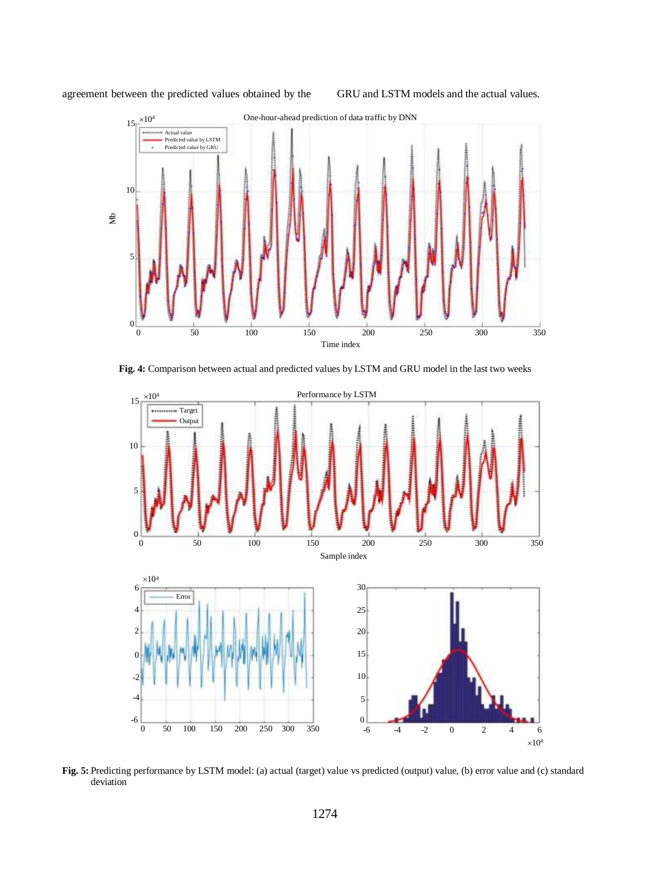agreement between the predicted values obtained by the GRU and LSTM models and the actual values.

**Fig. 4:** Comparison between actual and predicted values by LSTM and GRU model in the last two weeks

**Fig. 5:** Predicting performance by LSTM model: (a) actual (target) value vs predicted (output) value, (b) error value and (c) standard deviation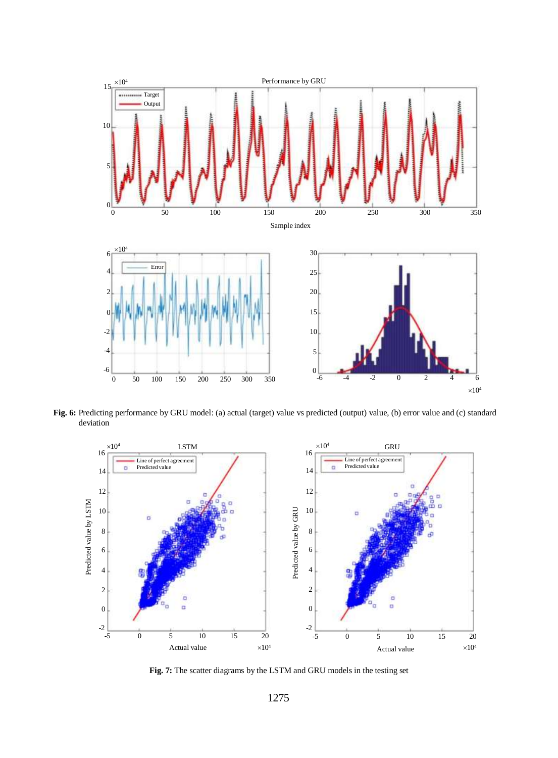**Fig. 6:** Predicting performance by GRU model: (a) actual (target) value vs predicted (output) value, (b) error value and (c) standard deviation

**Fig. 7:** The scatter diagrams by the LSTM and GRU models in the testing set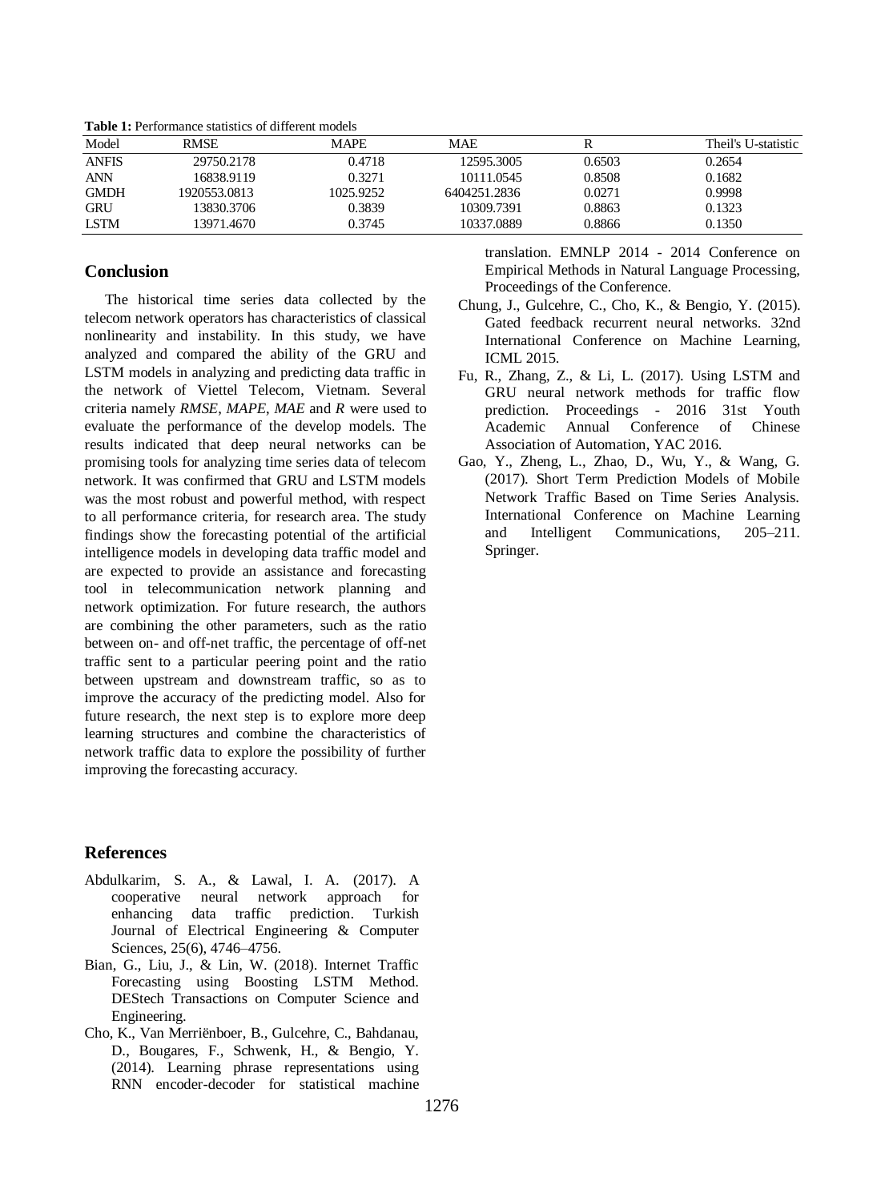**Table 1:** Performance statistics of different models

| Model | RMSE | MAPE | MAE | R | Theil's U-statistic |
|---|---|---|---|---|---|
| ANFIS | 29750.2178 | 0.4718 | 12595.3005 | 0.6503 | 0.2654 |
| ANN | 16838.9119 | 0.3271 | 10111.0545 | 0.8508 | 0.1682 |
| GMDH | 1920553.0813 | 1025.9252 | 6404251.2836 | 0.0271 | 0.9998 |
| GRU | 13830.3706 | 0.3839 | 10309.7391 | 0.8863 | 0.1323 |
| LSTM | 13971.4670 | 0.3745 | 10337.0889 | 0.8866 | 0.1350 |

## Conclusion

The historical time series data collected by the telecom network operators has characteristics of classical nonlinearity and instability. In this study, we have analyzed and compared the ability of the GRU and LSTM models in analyzing and predicting data traffic in the network of Viettel Telecom, Vietnam. Several criteria namely *RMSE*, *MAPE*, *MAE* and *R* were used to evaluate the performance of the develop models. The results indicated that deep neural networks can be promising tools for analyzing time series data of telecom network. It was confirmed that GRU and LSTM models was the most robust and powerful method, with respect to all performance criteria, for research area. The study findings show the forecasting potential of the artificial intelligence models in developing data traffic model and are expected to provide an assistance and forecasting tool in telecommunication network planning and network optimization. For future research, the authors are combining the other parameters, such as the ratio between on- and off-net traffic, the percentage of off-net traffic sent to a particular peering point and the ratio between upstream and downstream traffic, so as to improve the accuracy of the predicting model. Also for future research, the next step is to explore more deep learning structures and combine the characteristics of network traffic data to explore the possibility of further improving the forecasting accuracy.

## References

Abdulkarim, S. A., & Lawal, I. A. (2017). A cooperative neural network approach for enhancing data traffic prediction. Turkish Journal of Electrical Engineering & Computer Sciences, 25(6), 4746–4756.

Bian, G., Liu, J., & Lin, W. (2018). Internet Traffic Forecasting using Boosting LSTM Method. DEStech Transactions on Computer Science and Engineering.

Cho, K., Van Merriënboer, B., Gulcehre, C., Bahdanau, D., Bougares, F., Schwenk, H., & Bengio, Y. (2014). Learning phrase representations using RNN encoder-decoder for statistical machine translation. EMNLP 2014 - 2014 Conference on Empirical Methods in Natural Language Processing, Proceedings of the Conference.

Chung, J., Gulcehre, C., Cho, K., & Bengio, Y. (2015). Gated feedback recurrent neural networks. 32nd International Conference on Machine Learning, ICML 2015.

Fu, R., Zhang, Z., & Li, L. (2017). Using LSTM and GRU neural network methods for traffic flow prediction. Proceedings - 2016 31st Youth Academic Annual Conference of Chinese Association of Automation, YAC 2016.

Gao, Y., Zheng, L., Zhao, D., Wu, Y., & Wang, G. (2017). Short Term Prediction Models of Mobile Network Traffic Based on Time Series Analysis. International Conference on Machine Learning and Intelligent Communications, 205–211. Springer.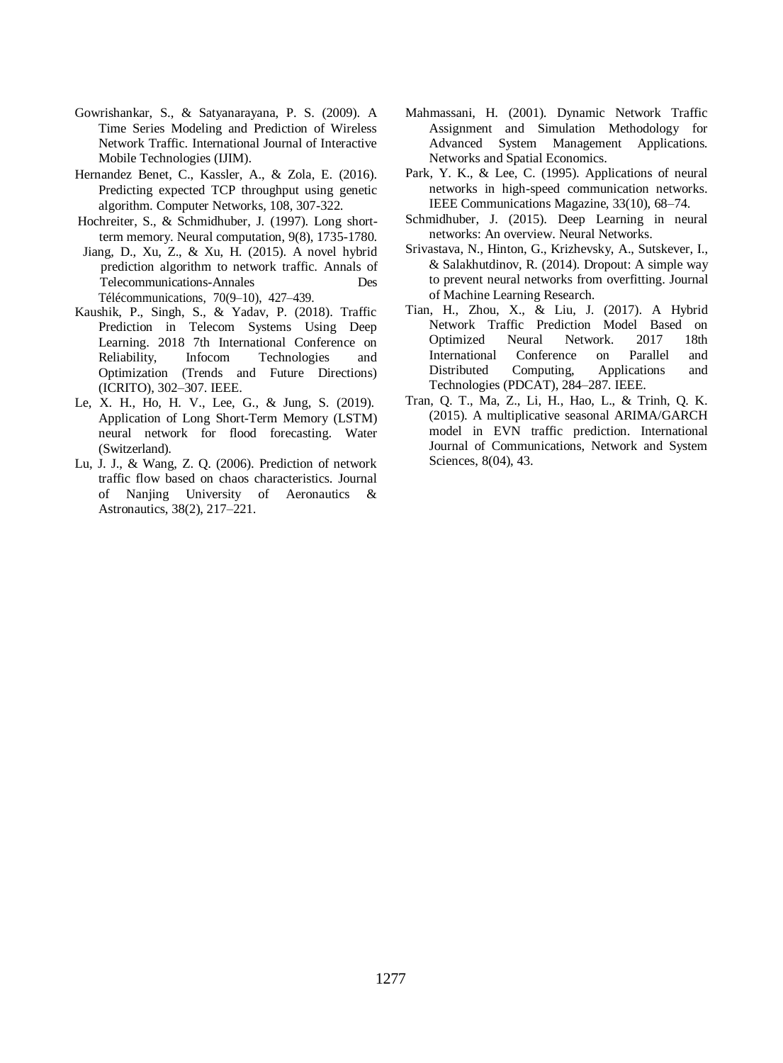Gowrishankar, S., & Satyanarayana, P. S. (2009). A Time Series Modeling and Prediction of Wireless Network Traffic. International Journal of Interactive Mobile Technologies (IJIM).

Hernandez Benet, C., Kassler, A., & Zola, E. (2016). Predicting expected TCP throughput using genetic algorithm. Computer Networks, 108, 307-322.

Hochreiter, S., & Schmidhuber, J. (1997). Long short-term memory. Neural computation, 9(8), 1735-1780.

Jiang, D., Xu, Z., & Xu, H. (2015). A novel hybrid prediction algorithm to network traffic. Annals of Telecommunications-Annales Des Télécommunications, 70(9–10), 427–439.

Kaushik, P., Singh, S., & Yadav, P. (2018). Traffic Prediction in Telecom Systems Using Deep Learning. 2018 7th International Conference on Reliability, Infocom Technologies and Optimization (Trends and Future Directions) (ICRITO), 302–307. IEEE.

Le, X. H., Ho, H. V., Lee, G., & Jung, S. (2019). Application of Long Short-Term Memory (LSTM) neural network for flood forecasting. Water (Switzerland).

Lu, J. J., & Wang, Z. Q. (2006). Prediction of network traffic flow based on chaos characteristics. Journal of Nanjing University of Aeronautics & Astronautics, 38(2), 217–221.

Mahmassani, H. (2001). Dynamic Network Traffic Assignment and Simulation Methodology for Advanced System Management Applications. Networks and Spatial Economics.

Park, Y. K., & Lee, C. (1995). Applications of neural networks in high-speed communication networks. IEEE Communications Magazine, 33(10), 68–74.

Schmidhuber, J. (2015). Deep Learning in neural networks: An overview. Neural Networks.

Srivastava, N., Hinton, G., Krizhevsky, A., Sutskever, I., & Salakhutdinov, R. (2014). Dropout: A simple way to prevent neural networks from overfitting. Journal of Machine Learning Research.

Tian, H., Zhou, X., & Liu, J. (2017). A Hybrid Network Traffic Prediction Model Based on Optimized Neural Network. 2017 18th International Conference on Parallel and Distributed Computing, Applications and Technologies (PDCAT), 284–287. IEEE.

Tran, Q. T., Ma, Z., Li, H., Hao, L., & Trinh, Q. K. (2015). A multiplicative seasonal ARIMA/GARCH model in EVN traffic prediction. International Journal of Communications, Network and System Sciences, 8(04), 43.